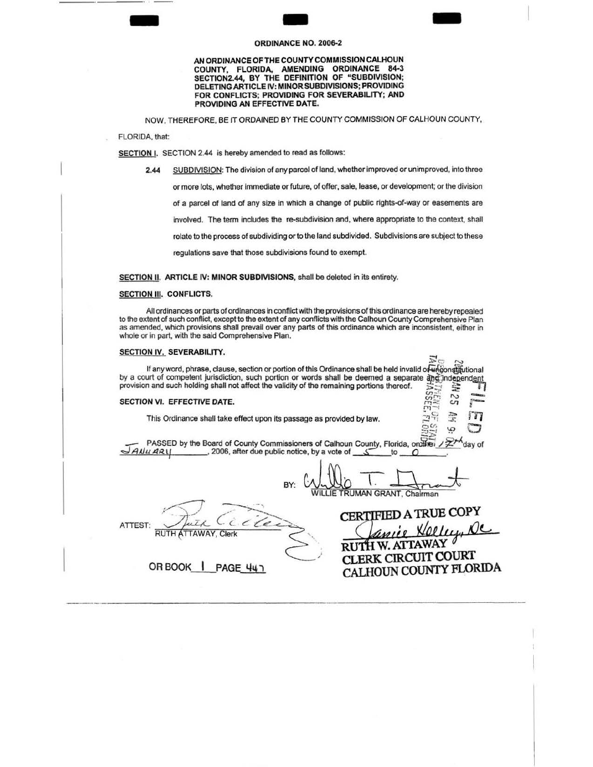# ORDINANCE NO. 2006-2

**AN ORDINANCE OF THE COUNTY COMMISSION CALHOUN COUNTY, FLORIDA, AMENDING ORDINANCE 84-3 SECTION2.44, BY THE DEFINITION OF "SUBDIVISION; DELETING ARTICLE IV: MINOR SUBDIVISIONS; PROVIDING FOR CONFLICTS; PROVIDING FOR SEVERABILITY; AND PROVIDING AN EFFECTIVE DATE.**

NOW, THEREFORE, BE IT ORDAINED BY THE COUNTY COMMISSION OF CALHOUN COUNTY, FLORIDA, that:

**SECTION I.** SECTION 2.44 is hereby amended to read as follows:

2.44 SUBDIVISION: The division of any parcel of land, whether improved or unimproved, into three or more lots, whether immediate or future, of offer, sale, lease, or development; or the division of a parcel of land of any size in which a change of public rights-of-way or easements are involved. The term includes the re-subdivision and, where appropriate to the context, shall relate to the process of subdividing or to the land subdivided. Subdivisions are subject to these regulations save that those subdivisions found to exempt.

**SECTION II. ARTICLE IV: MINOR SUBDIVISIONS,** shall be deleted in its entirety.

**SECTION III. CONFLICTS.**

All ordinances or parts of ordinances in conflict with the provisions of this ordinance are hereby repealed to the extent of such conflict, except to the extent of any conflicts with the Calhoun County Comprehensive Plan as amended, which provisions shall prevail over any parts of this ordinance which are inconsistent, either in whole or in part, with the said Comprehensive Plan.

**SECTION IV. SEVERABILITY.**

If any word, phrase, clause, section or portion of this Ordinance shall be held invalid or unconstitutional by a court of competent jurisdiction, such portion or words shall be deemed a separate and independent provision and such holding shall not affect the validity of the remaining portions thereof.

**SECTION VI. EFFECTIVE DATE.**

This Ordinance shall take effect upon its passage as provided by law.

PASSED by the Board of County Commissioners of Calhoun County, Florida, on the 17th day of January, 2006, after due public notice, by a vote of 5 to 0.

BY: [signature]
WILLIE TRUMAN GRANT, Chairman

ATTEST: [signature]
RUTH ATTAWAY, Clerk

OR BOOK 1 PAGE 447

CERTIFIED A TRUE COPY
[signature]
RUTH W. ATTAWAY
CLERK CIRCUIT COURT
CALHOUN COUNTY FLORIDA

FILED
2006 JAN 25 AM 9:
DEPARTMENT OF STATE
TALLAHASSEE, FLORIDA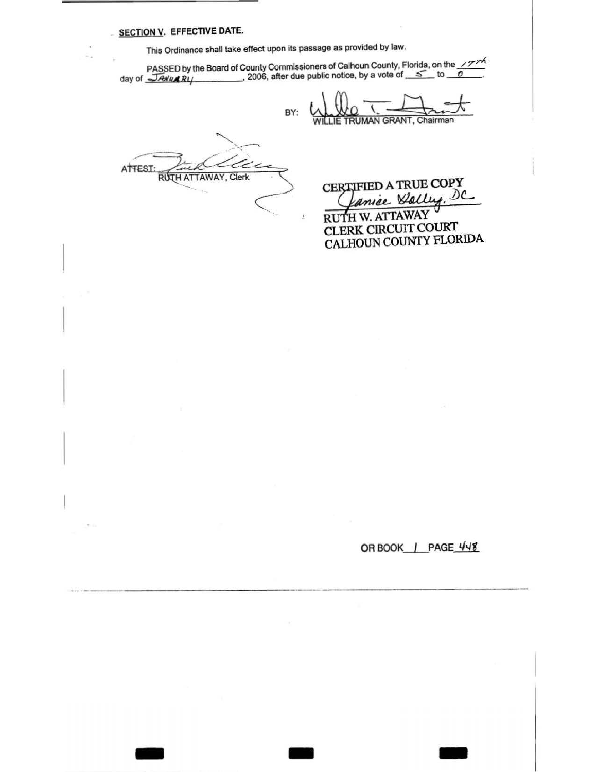## SECTION V. EFFECTIVE DATE.

This Ordinance shall take effect upon its passage as provided by law.

PASSED by the Board of County Commissioners of Calhoun County, Florida, on the 17th day of January, 2006, after due public notice, by a vote of 5 to 0.

BY: WILLIE TRUMAN GRANT, Chairman

ATTEST: RUTH ATTAWAY, Clerk

CERTIFIED A TRUE COPY
Janice Walley, DC
RUTH W. ATTAWAY
CLERK CIRCUIT COURT
CALHOUN COUNTY FLORIDA

OR BOOK 1 PAGE 448